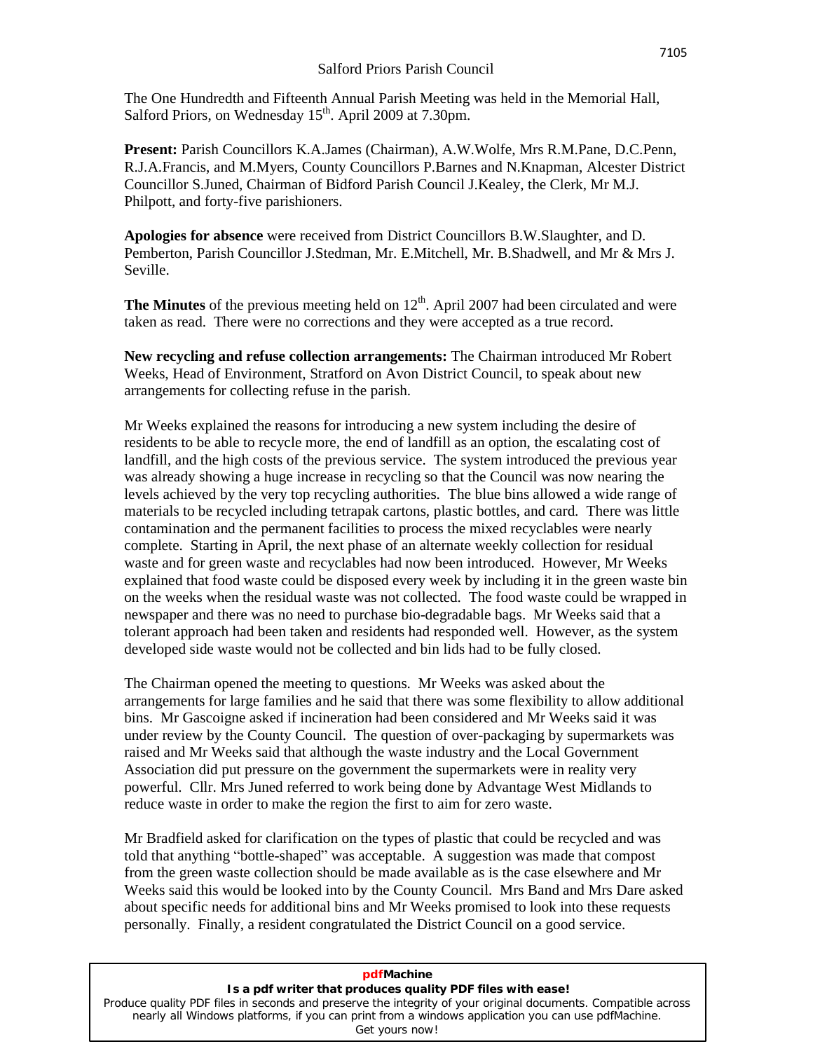# Salford Priors Parish Council

The One Hundredth and Fifteenth Annual Parish Meeting was held in the Memorial Hall, Salford Priors, on Wednesday 15th. April 2009 at 7.30pm.

**Present:** Parish Councillors K.A.James (Chairman), A.W.Wolfe, Mrs R.M.Pane, D.C.Penn, R.J.A.Francis, and M.Myers, County Councillors P.Barnes and N.Knapman, Alcester District Councillor S.Juned, Chairman of Bidford Parish Council J.Kealey, the Clerk, Mr M.J. Philpott, and forty-five parishioners.

**Apologies for absence** were received from District Councillors B.W.Slaughter, and D. Pemberton, Parish Councillor J.Stedman, Mr. E.Mitchell, Mr. B.Shadwell, and Mr & Mrs J. Seville.

**The Minutes** of the previous meeting held on 12th. April 2007 had been circulated and were taken as read. There were no corrections and they were accepted as a true record.

**New recycling and refuse collection arrangements:** The Chairman introduced Mr Robert Weeks, Head of Environment, Stratford on Avon District Council, to speak about new arrangements for collecting refuse in the parish.

Mr Weeks explained the reasons for introducing a new system including the desire of residents to be able to recycle more, the end of landfill as an option, the escalating cost of landfill, and the high costs of the previous service. The system introduced the previous year was already showing a huge increase in recycling so that the Council was now nearing the levels achieved by the very top recycling authorities. The blue bins allowed a wide range of materials to be recycled including tetrapak cartons, plastic bottles, and card. There was little contamination and the permanent facilities to process the mixed recyclables were nearly complete. Starting in April, the next phase of an alternate weekly collection for residual waste and for green waste and recyclables had now been introduced. However, Mr Weeks explained that food waste could be disposed every week by including it in the green waste bin on the weeks when the residual waste was not collected. The food waste could be wrapped in newspaper and there was no need to purchase bio-degradable bags. Mr Weeks said that a tolerant approach had been taken and residents had responded well. However, as the system developed side waste would not be collected and bin lids had to be fully closed.

The Chairman opened the meeting to questions. Mr Weeks was asked about the arrangements for large families and he said that there was some flexibility to allow additional bins. Mr Gascoigne asked if incineration had been considered and Mr Weeks said it was under review by the County Council. The question of over-packaging by supermarkets was raised and Mr Weeks said that although the waste industry and the Local Government Association did put pressure on the government the supermarkets were in reality very powerful. Cllr. Mrs Juned referred to work being done by Advantage West Midlands to reduce waste in order to make the region the first to aim for zero waste.

Mr Bradfield asked for clarification on the types of plastic that could be recycled and was told that anything "bottle-shaped" was acceptable. A suggestion was made that compost from the green waste collection should be made available as is the case elsewhere and Mr Weeks said this would be looked into by the County Council. Mrs Band and Mrs Dare asked about specific needs for additional bins and Mr Weeks promised to look into these requests personally. Finally, a resident congratulated the District Council on a good service.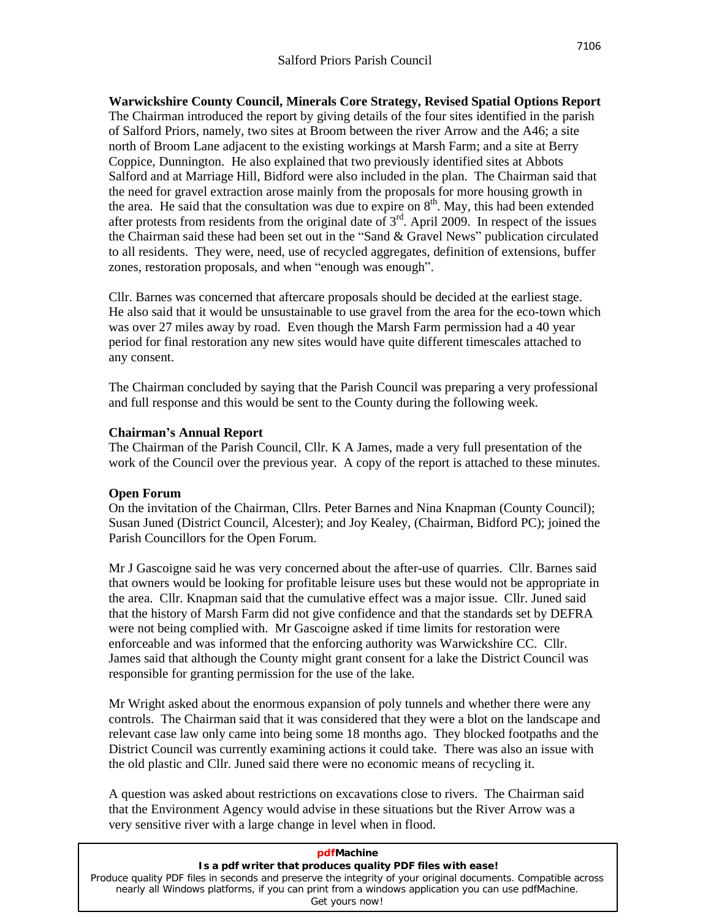Salford Priors Parish Council

**Warwickshire County Council, Minerals Core Strategy, Revised Spatial Options Report**
The Chairman introduced the report by giving details of the four sites identified in the parish of Salford Priors, namely, two sites at Broom between the river Arrow and the A46; a site north of Broom Lane adjacent to the existing workings at Marsh Farm; and a site at Berry Coppice, Dunnington. He also explained that two previously identified sites at Abbots Salford and at Marriage Hill, Bidford were also included in the plan. The Chairman said that the need for gravel extraction arose mainly from the proposals for more housing growth in the area. He said that the consultation was due to expire on 8th. May, this had been extended after protests from residents from the original date of 3rd. April 2009. In respect of the issues the Chairman said these had been set out in the "Sand & Gravel News" publication circulated to all residents. They were, need, use of recycled aggregates, definition of extensions, buffer zones, restoration proposals, and when "enough was enough".

Cllr. Barnes was concerned that aftercare proposals should be decided at the earliest stage. He also said that it would be unsustainable to use gravel from the area for the eco-town which was over 27 miles away by road. Even though the Marsh Farm permission had a 40 year period for final restoration any new sites would have quite different timescales attached to any consent.

The Chairman concluded by saying that the Parish Council was preparing a very professional and full response and this would be sent to the County during the following week.

**Chairman's Annual Report**
The Chairman of the Parish Council, Cllr. K A James, made a very full presentation of the work of the Council over the previous year. A copy of the report is attached to these minutes.

**Open Forum**
On the invitation of the Chairman, Cllrs. Peter Barnes and Nina Knapman (County Council); Susan Juned (District Council, Alcester); and Joy Kealey, (Chairman, Bidford PC); joined the Parish Councillors for the Open Forum.

Mr J Gascoigne said he was very concerned about the after-use of quarries. Cllr. Barnes said that owners would be looking for profitable leisure uses but these would not be appropriate in the area. Cllr. Knapman said that the cumulative effect was a major issue. Cllr. Juned said that the history of Marsh Farm did not give confidence and that the standards set by DEFRA were not being complied with. Mr Gascoigne asked if time limits for restoration were enforceable and was informed that the enforcing authority was Warwickshire CC. Cllr. James said that although the County might grant consent for a lake the District Council was responsible for granting permission for the use of the lake.

Mr Wright asked about the enormous expansion of poly tunnels and whether there were any controls. The Chairman said that it was considered that they were a blot on the landscape and relevant case law only came into being some 18 months ago. They blocked footpaths and the District Council was currently examining actions it could take. There was also an issue with the old plastic and Cllr. Juned said there were no economic means of recycling it.

A question was asked about restrictions on excavations close to rivers. The Chairman said that the Environment Agency would advise in these situations but the River Arrow was a very sensitive river with a large change in level when in flood.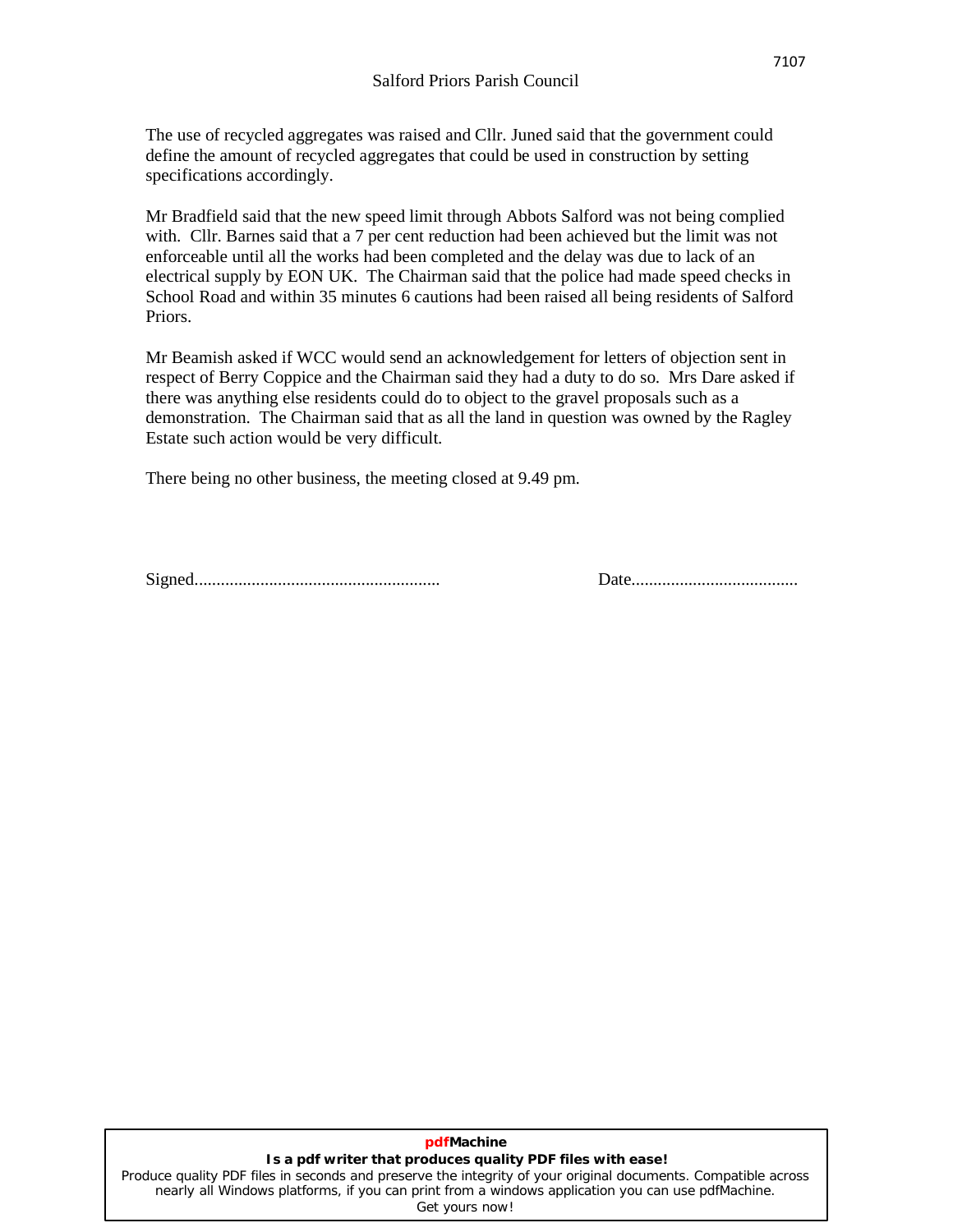The use of recycled aggregates was raised and Cllr. Juned said that the government could define the amount of recycled aggregates that could be used in construction by setting specifications accordingly.

Mr Bradfield said that the new speed limit through Abbots Salford was not being complied with. Cllr. Barnes said that a 7 per cent reduction had been achieved but the limit was not enforceable until all the works had been completed and the delay was due to lack of an electrical supply by EON UK. The Chairman said that the police had made speed checks in School Road and within 35 minutes 6 cautions had been raised all being residents of Salford Priors.

Mr Beamish asked if WCC would send an acknowledgement for letters of objection sent in respect of Berry Coppice and the Chairman said they had a duty to do so. Mrs Dare asked if there was anything else residents could do to object to the gravel proposals such as a demonstration. The Chairman said that as all the land in question was owned by the Ragley Estate such action would be very difficult.

There being no other business, the meeting closed at 9.49 pm.

Signed........................................................ Date......................................

**pdfMachine**
**Is a pdf writer that produces quality PDF files with ease!**
Produce quality PDF files in seconds and preserve the integrity of your original documents. Compatible across nearly all Windows platforms, if you can print from a windows application you can use pdfMachine.
Get yours now!